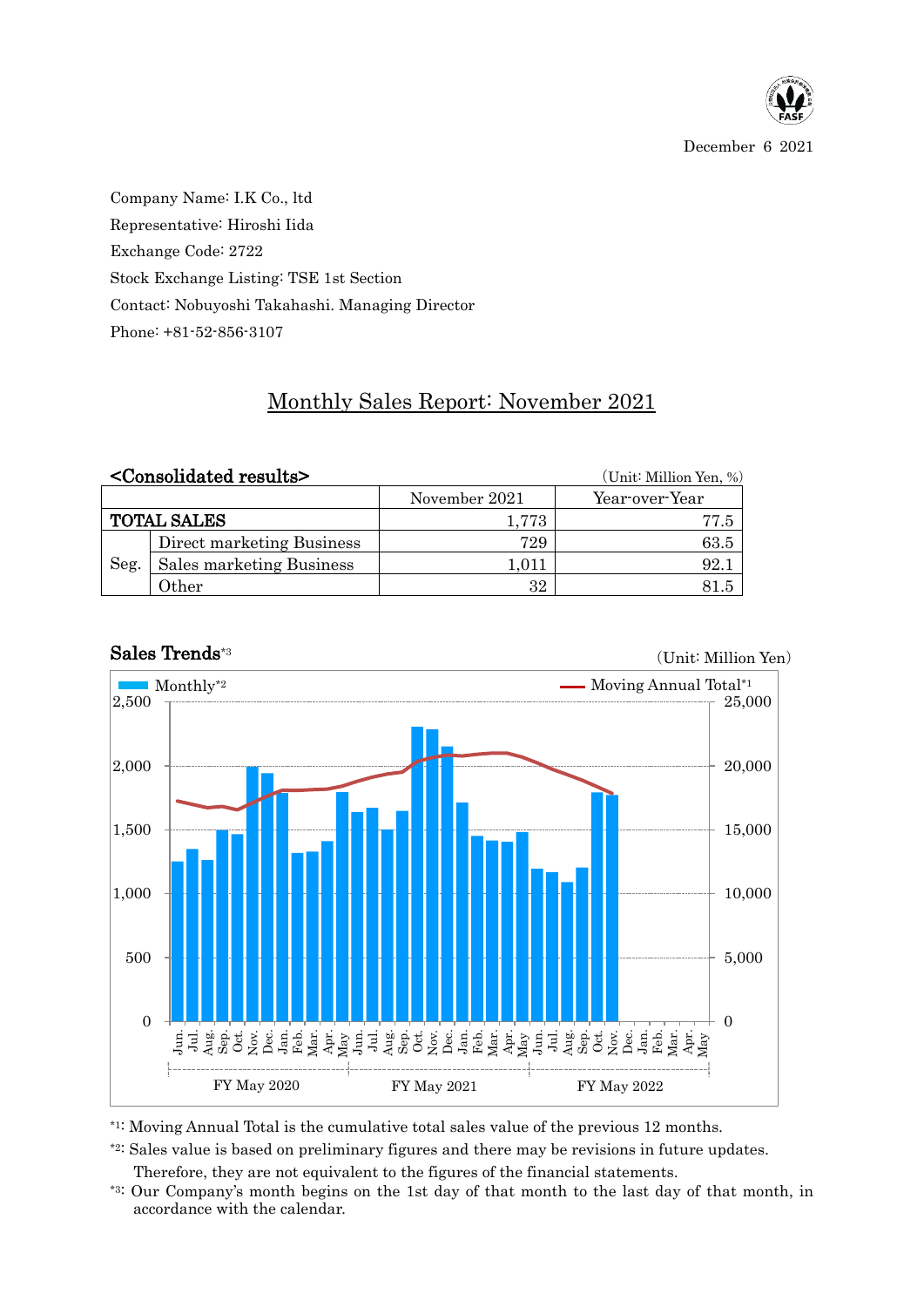December 6 2021

Company Name: I.K Co., ltd

Representative: Hiroshi Iida

Exchange Code: 2722

Stock Exchange Listing: TSE 1st Section

Contact: Nobuyoshi Takahashi. Managing Director

Phone: +81-52-856-3107

# Monthly Sales Report: November 2021

## <Consolidated results>

(Unit: Million Yen, %)

| | | November 2021 | Year-over-Year |
|---|---|---|---|
| TOTAL SALES | | 1,773 | 77.5 |
| Seg. | Direct marketing Business | 729 | 63.5 |
| | Sales marketing Business | 1,011 | 92.1 |
| | Other | 32 | 81.5 |

## Sales Trends[*3]

(Unit: Million Yen)

Monthly[*2] / Moving Annual Total[*1]

Jun. Jul. Aug. Sep. Oct. Nov. Dec. Jan. Feb. Mar. Apr. May — FY May 2020 | FY May 2021 | FY May 2022

[*1]: Moving Annual Total is the cumulative total sales value of the previous 12 months.

[*2]: Sales value is based on preliminary figures and there may be revisions in future updates. Therefore, they are not equivalent to the figures of the financial statements.

[*3]: Our Company's month begins on the 1st day of that month to the last day of that month, in accordance with the calendar.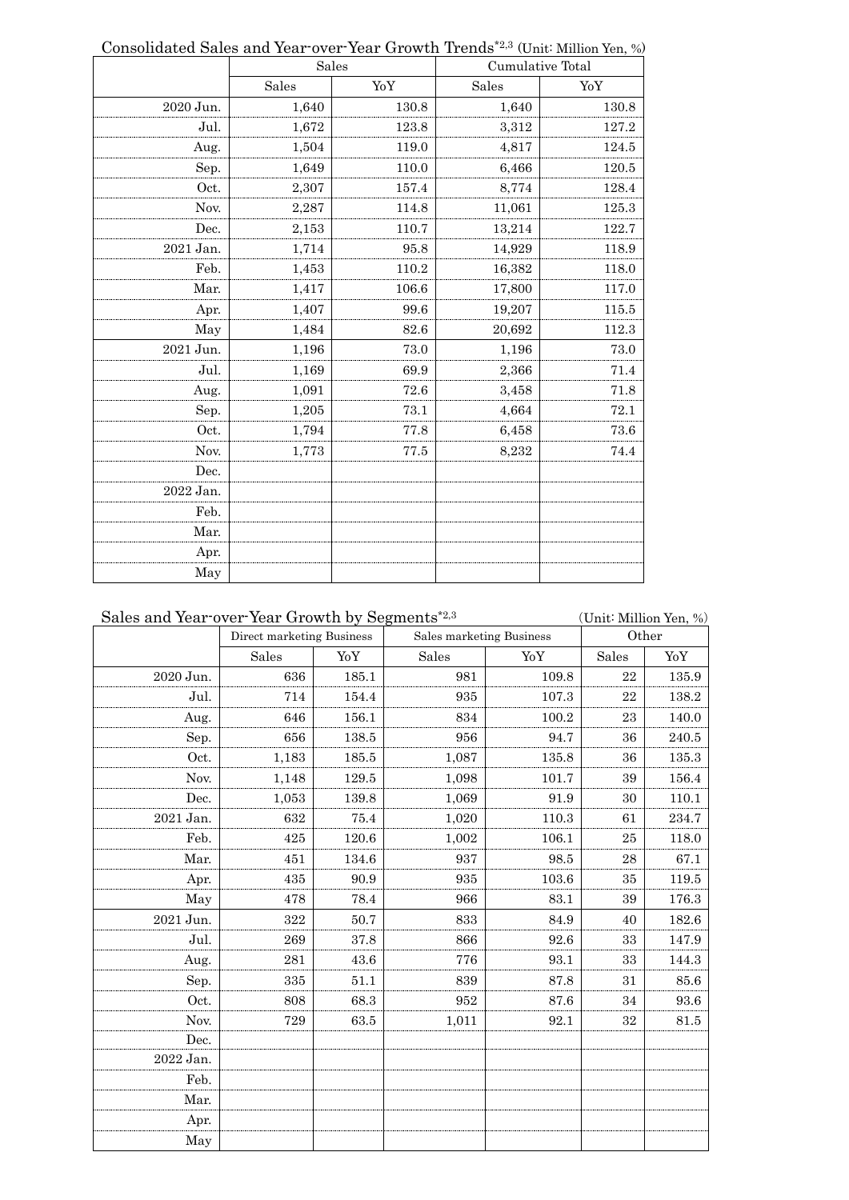Consolidated Sales and Year-over-Year Growth Trends[*2,3] (Unit: Million Yen, %)

| | Sales | | Cumulative Total | |
|---|---|---|---|---|
| | Sales | YoY | Sales | YoY |
| 2020 Jun. | 1,640 | 130.8 | 1,640 | 130.8 |
| Jul. | 1,672 | 123.8 | 3,312 | 127.2 |
| Aug. | 1,504 | 119.0 | 4,817 | 124.5 |
| Sep. | 1,649 | 110.0 | 6,466 | 120.5 |
| Oct. | 2,307 | 157.4 | 8,774 | 128.4 |
| Nov. | 2,287 | 114.8 | 11,061 | 125.3 |
| Dec. | 2,153 | 110.7 | 13,214 | 122.7 |
| 2021 Jan. | 1,714 | 95.8 | 14,929 | 118.9 |
| Feb. | 1,453 | 110.2 | 16,382 | 118.0 |
| Mar. | 1,417 | 106.6 | 17,800 | 117.0 |
| Apr. | 1,407 | 99.6 | 19,207 | 115.5 |
| May | 1,484 | 82.6 | 20,692 | 112.3 |
| 2021 Jun. | 1,196 | 73.0 | 1,196 | 73.0 |
| Jul. | 1,169 | 69.9 | 2,366 | 71.4 |
| Aug. | 1,091 | 72.6 | 3,458 | 71.8 |
| Sep. | 1,205 | 73.1 | 4,664 | 72.1 |
| Oct. | 1,794 | 77.8 | 6,458 | 73.6 |
| Nov. | 1,773 | 77.5 | 8,232 | 74.4 |
| Dec. | | | | |
| 2022 Jan. | | | | |
| Feb. | | | | |
| Mar. | | | | |
| Apr. | | | | |
| May | | | | |

Sales and Year-over-Year Growth by Segments[*2,3] (Unit: Million Yen, %)

| | Direct marketing Business | | Sales marketing Business | | Other | |
|---|---|---|---|---|---|---|
| | Sales | YoY | Sales | YoY | Sales | YoY |
| 2020 Jun. | 636 | 185.1 | 981 | 109.8 | 22 | 135.9 |
| Jul. | 714 | 154.4 | 935 | 107.3 | 22 | 138.2 |
| Aug. | 646 | 156.1 | 834 | 100.2 | 23 | 140.0 |
| Sep. | 656 | 138.5 | 956 | 94.7 | 36 | 240.5 |
| Oct. | 1,183 | 185.5 | 1,087 | 135.8 | 36 | 135.3 |
| Nov. | 1,148 | 129.5 | 1,098 | 101.7 | 39 | 156.4 |
| Dec. | 1,053 | 139.8 | 1,069 | 91.9 | 30 | 110.1 |
| 2021 Jan. | 632 | 75.4 | 1,020 | 110.3 | 61 | 234.7 |
| Feb. | 425 | 120.6 | 1,002 | 106.1 | 25 | 118.0 |
| Mar. | 451 | 134.6 | 937 | 98.5 | 28 | 67.1 |
| Apr. | 435 | 90.9 | 935 | 103.6 | 35 | 119.5 |
| May | 478 | 78.4 | 966 | 83.1 | 39 | 176.3 |
| 2021 Jun. | 322 | 50.7 | 833 | 84.9 | 40 | 182.6 |
| Jul. | 269 | 37.8 | 866 | 92.6 | 33 | 147.9 |
| Aug. | 281 | 43.6 | 776 | 93.1 | 33 | 144.3 |
| Sep. | 335 | 51.1 | 839 | 87.8 | 31 | 85.6 |
| Oct. | 808 | 68.3 | 952 | 87.6 | 34 | 93.6 |
| Nov. | 729 | 63.5 | 1,011 | 92.1 | 32 | 81.5 |
| Dec. | | | | | | |
| 2022 Jan. | | | | | | |
| Feb. | | | | | | |
| Mar. | | | | | | |
| Apr. | | | | | | |
| May | | | | | | |